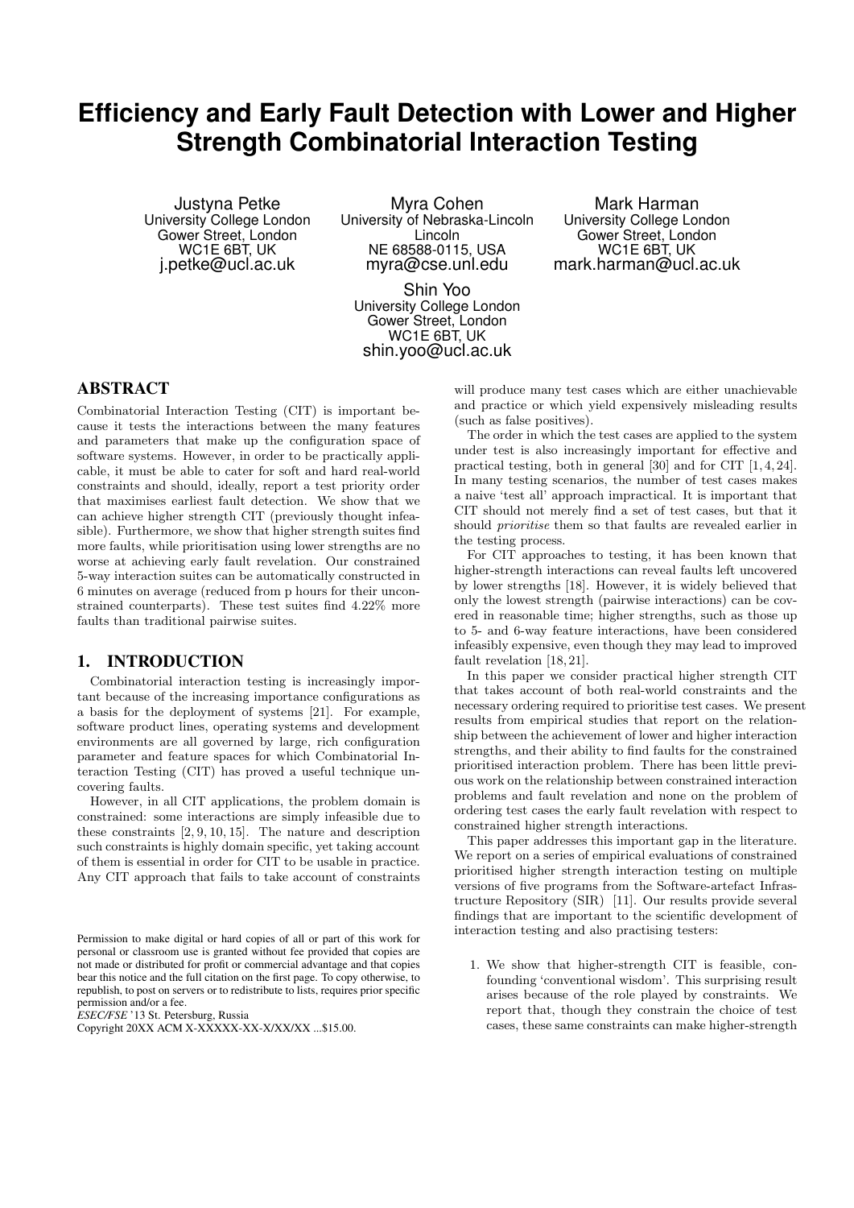# Efficiency and Early Fault Detection with Lower and Higher Strength Combinatorial Interaction Testing

Justyna Petke
University College London
Gower Street, London
WC1E 6BT, UK
j.petke@ucl.ac.uk

Myra Cohen
University of Nebraska-Lincoln
Lincoln
NE 68588-0115, USA
myra@cse.unl.edu

Mark Harman
University College London
Gower Street, London
WC1E 6BT, UK
mark.harman@ucl.ac.uk

Shin Yoo
University College London
Gower Street, London
WC1E 6BT, UK
shin.yoo@ucl.ac.uk

## ABSTRACT

Combinatorial Interaction Testing (CIT) is important because it tests the interactions between the many features and parameters that make up the configuration space of software systems. However, in order to be practically applicable, it must be able to cater for soft and hard real-world constraints and should, ideally, report a test priority order that maximises earliest fault detection. We show that we can achieve higher strength CIT (previously thought infeasible). Furthermore, we show that higher strength suites find more faults, while prioritisation using lower strengths are no worse at achieving early fault revelation. Our constrained 5-way interaction suites can be automatically constructed in 6 minutes on average (reduced from p hours for their unconstrained counterparts). These test suites find 4.22% more faults than traditional pairwise suites.

## 1. INTRODUCTION

Combinatorial interaction testing is increasingly important because of the increasing importance configurations as a basis for the deployment of systems [21]. For example, software product lines, operating systems and development environments are all governed by large, rich configuration parameter and feature spaces for which Combinatorial Interaction Testing (CIT) has proved a useful technique uncovering faults.

However, in all CIT applications, the problem domain is constrained: some interactions are simply infeasible due to these constraints [2, 9, 10, 15]. The nature and description such constraints is highly domain specific, yet taking account of them is essential in order for CIT to be usable in practice. Any CIT approach that fails to take account of constraints will produce many test cases which are either unachievable and practice or which yield expensively misleading results (such as false positives).

The order in which the test cases are applied to the system under test is also increasingly important for effective and practical testing, both in general [30] and for CIT [1, 4, 24]. In many testing scenarios, the number of test cases makes a naive 'test all' approach impractical. It is important that CIT should not merely find a set of test cases, but that it should *prioritise* them so that faults are revealed earlier in the testing process.

For CIT approaches to testing, it has been known that higher-strength interactions can reveal faults left uncovered by lower strengths [18]. However, it is widely believed that only the lowest strength (pairwise interactions) can be covered in reasonable time; higher strengths, such as those up to 5- and 6-way feature interactions, have been considered infeasibly expensive, even though they may lead to improved fault revelation [18, 21].

In this paper we consider practical higher strength CIT that takes account of both real-world constraints and the necessary ordering required to prioritise test cases. We present results from empirical studies that report on the relationship between the achievement of lower and higher interaction strengths, and their ability to find faults for the constrained prioritised interaction problem. There has been little previous work on the relationship between constrained interaction problems and fault revelation and none on the problem of ordering test cases the early fault revelation with respect to constrained higher strength interactions.

This paper addresses this important gap in the literature. We report on a series of empirical evaluations of constrained prioritised higher strength interaction testing on multiple versions of five programs from the Software-artefact Infrastructure Repository (SIR) [11]. Our results provide several findings that are important to the scientific development of interaction testing and also practising testers:

1. We show that higher-strength CIT is feasible, confounding 'conventional wisdom'. This surprising result arises because of the role played by constraints. We report that, though they constrain the choice of test cases, these same constraints can make higher-strength

Permission to make digital or hard copies of all or part of this work for personal or classroom use is granted without fee provided that copies are not made or distributed for profit or commercial advantage and that copies bear this notice and the full citation on the first page. To copy otherwise, to republish, to post on servers or to redistribute to lists, requires prior specific permission and/or a fee.
*ESEC/FSE* '13 St. Petersburg, Russia
Copyright 20XX ACM X-XXXXX-XX-X/XX/XX ...$15.00.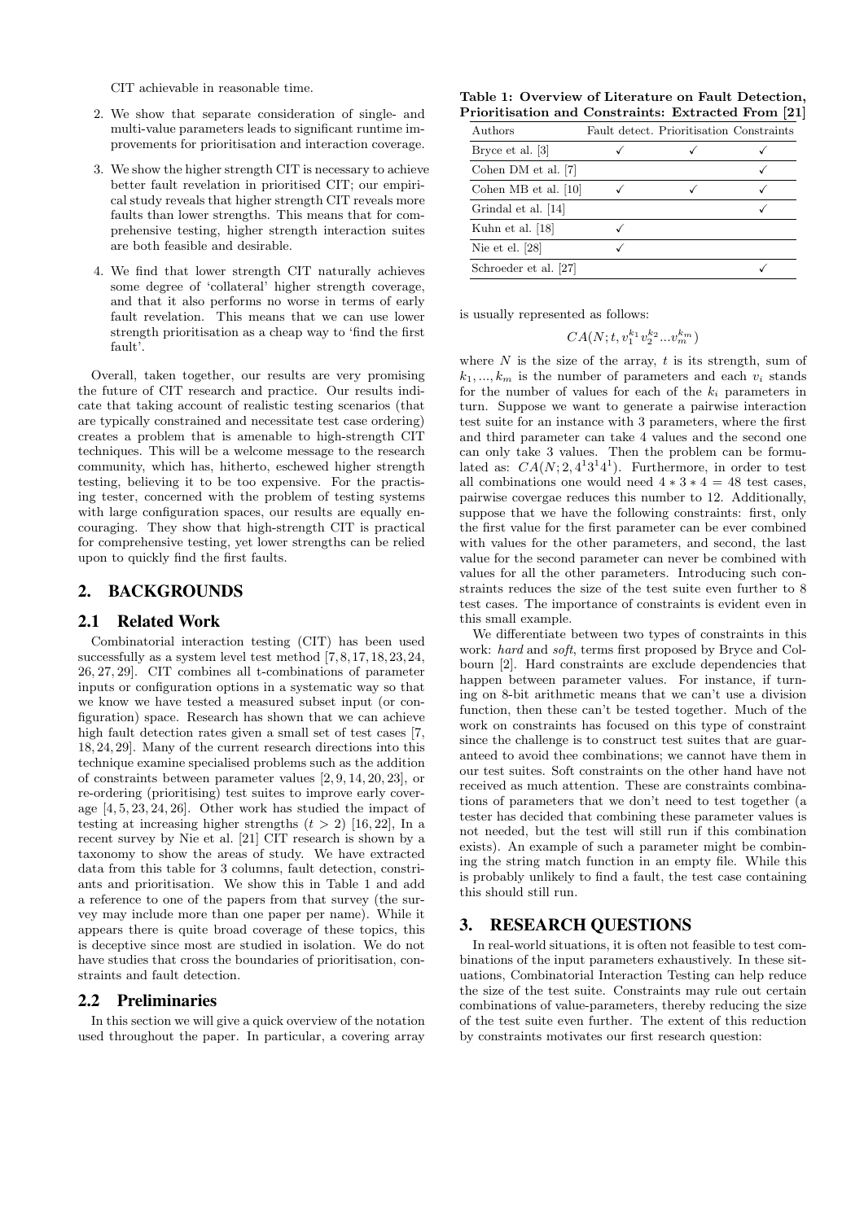CIT achievable in reasonable time.

2. We show that separate consideration of single- and multi-value parameters leads to significant runtime improvements for prioritisation and interaction coverage.

3. We show the higher strength CIT is necessary to achieve better fault revelation in prioritised CIT; our empirical study reveals that higher strength CIT reveals more faults than lower strengths. This means that for comprehensive testing, higher strength interaction suites are both feasible and desirable.

4. We find that lower strength CIT naturally achieves some degree of 'collateral' higher strength coverage, and that it also performs no worse in terms of early fault revelation. This means that we can use lower strength prioritisation as a cheap way to 'find the first fault'.

Overall, taken together, our results are very promising the future of CIT research and practice. Our results indicate that taking account of realistic testing scenarios (that are typically constrained and necessitate test case ordering) creates a problem that is amenable to high-strength CIT techniques. This will be a welcome message to the research community, which has, hitherto, eschewed higher strength testing, believing it to be too expensive. For the practising tester, concerned with the problem of testing systems with large configuration spaces, our results are equally encouraging. They show that high-strength CIT is practical for comprehensive testing, yet lower strengths can be relied upon to quickly find the first faults.

## 2. BACKGROUNDS

### 2.1 Related Work

Combinatorial interaction testing (CIT) has been used successfully as a system level test method [7, 8, 17, 18, 23, 24, 26, 27, 29]. CIT combines all t-combinations of parameter inputs or configuration options in a systematic way so that we know we have tested a measured subset input (or configuration) space. Research has shown that we can achieve high fault detection rates given a small set of test cases [7, 18, 24, 29]. Many of the current research directions into this technique examine specialised problems such as the addition of constraints between parameter values [2, 9, 14, 20, 23], or re-ordering (prioritising) test suites to improve early coverage [4, 5, 23, 24, 26]. Other work has studied the impact of testing at increasing higher strengths $(t > 2)$ [16, 22], In a recent survey by Nie et al. [21] CIT research is shown by a taxonomy to show the areas of study. We have extracted data from this table for 3 columns, fault detection, constriants and prioritisation. We show this in Table 1 and add a reference to one of the papers from that survey (the survey may include more than one paper per name). While it appears there is quite broad coverage of these topics, this is deceptive since most are studied in isolation. We do not have studies that cross the boundaries of prioritisation, constraints and fault detection.

**Table 1: Overview of Literature on Fault Detection, Prioritisation and Constraints: Extracted From [21]**

| Authors | Fault detect. | Prioritisation | Constraints |
|---|---|---|---|
| Bryce et al. [3] | ✓ | ✓ | ✓ |
| Cohen DM et al. [7] | | | ✓ |
| Cohen MB et al. [10] | ✓ | ✓ | ✓ |
| Grindal et al. [14] | | | ✓ |
| Kuhn et al. [18] | ✓ | | |
| Nie et el. [28] | ✓ | | |
| Schroeder et al. [27] | | | ✓ |

### 2.2 Preliminaries

In this section we will give a quick overview of the notation used throughout the paper. In particular, a covering array is usually represented as follows:

$$CA(N; t, v_1^{k_1} v_2^{k_2} ... v_m^{k_m})$$

where $N$ is the size of the array, $t$ is its strength, sum of $k_1, ..., k_m$ is the number of parameters and each $v_i$ stands for the number of values for each of the $k_i$ parameters in turn. Suppose we want to generate a pairwise interaction test suite for an instance with 3 parameters, where the first and third parameter can take 4 values and the second one can only take 3 values. Then the problem can be formulated as: $CA(N; 2, 4^1 3^1 4^1)$. Furthermore, in order to test all combinations one would need $4 * 3 * 4 = 48$ test cases, pairwise covergae reduces this number to 12. Additionally, suppose that we have the following constraints: first, only the first value for the first parameter can be ever combined with values for the other parameters, and second, the last value for the second parameter can never be combined with values for all the other parameters. Introducing such constraints reduces the size of the test suite even further to 8 test cases. The importance of constraints is evident even in this small example.

We differentiate between two types of constraints in this work: *hard* and *soft*, terms first proposed by Bryce and Colbourn [2]. Hard constraints are exclude dependencies that happen between parameter values. For instance, if turning on 8-bit arithmetic means that we can't use a division function, then these can't be tested together. Much of the work on constraints has focused on this type of constraint since the challenge is to construct test suites that are guaranteed to avoid thee combinations; we cannot have them in our test suites. Soft constraints on the other hand have not received as much attention. These are constraints combinations of parameters that we don't need to test together (a tester has decided that combining these parameter values is not needed, but the test will still run if this combination exists). An example of such a parameter might be combining the string match function in an empty file. While this is probably unlikely to find a fault, the test case containing this should still run.

## 3. RESEARCH QUESTIONS

In real-world situations, it is often not feasible to test combinations of the input parameters exhaustively. In these situations, Combinatorial Interaction Testing can help reduce the size of the test suite. Constraints may rule out certain combinations of value-parameters, thereby reducing the size of the test suite even further. The extent of this reduction by constraints motivates our first research question: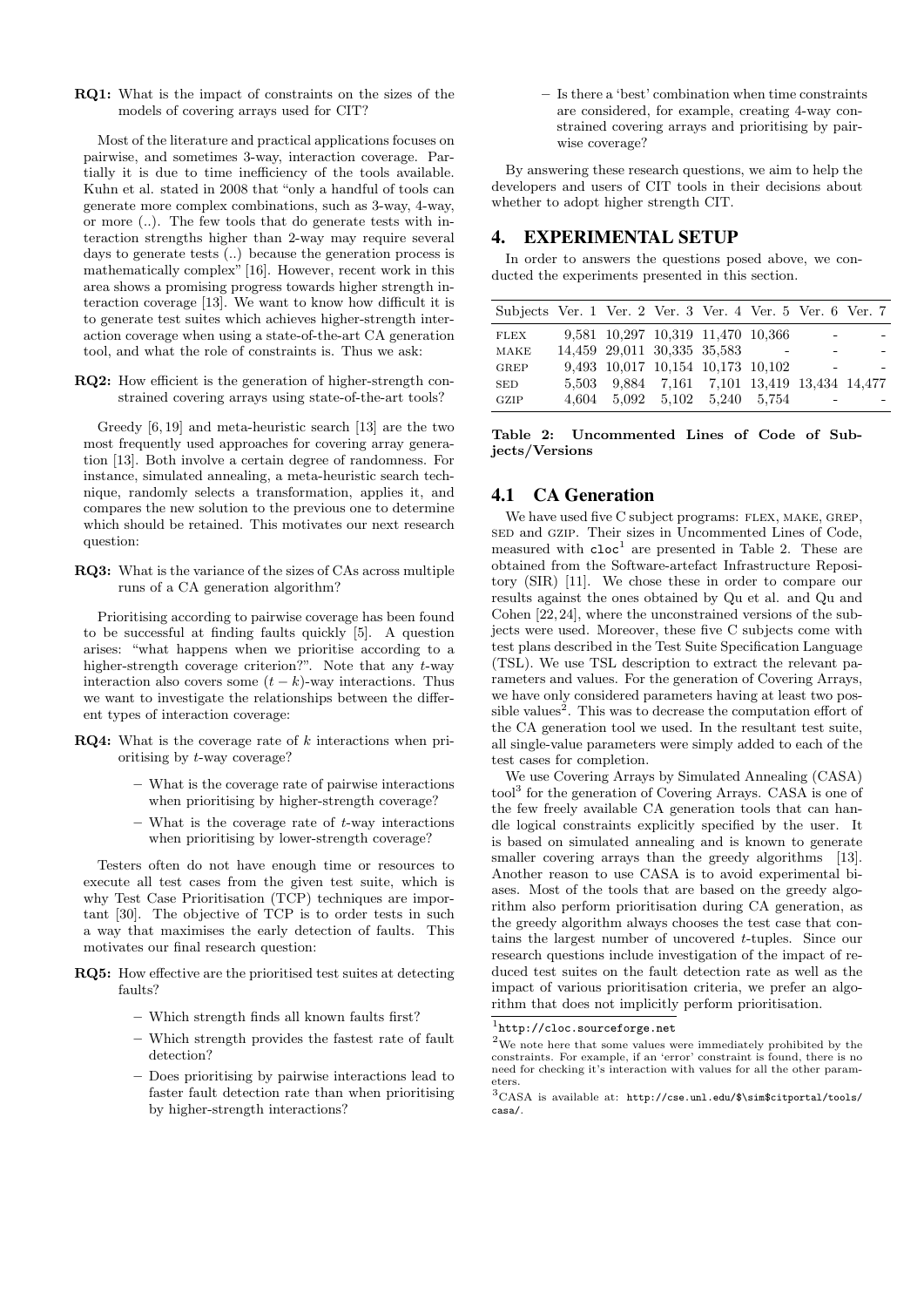**RQ1:** What is the impact of constraints on the sizes of the models of covering arrays used for CIT?

Most of the literature and practical applications focuses on pairwise, and sometimes 3-way, interaction coverage. Partially it is due to time inefficiency of the tools available. Kuhn et al. stated in 2008 that "only a handful of tools can generate more complex combinations, such as 3-way, 4-way, or more (..). The few tools that do generate tests with interaction strengths higher than 2-way may require several days to generate tests (..) because the generation process is mathematically complex" [16]. However, recent work in this area shows a promising progress towards higher strength interaction coverage [13]. We want to know how difficult it is to generate test suites which achieves higher-strength interaction coverage when using a state-of-the-art CA generation tool, and what the role of constraints is. Thus we ask:

**RQ2:** How efficient is the generation of higher-strength constrained covering arrays using state-of-the-art tools?

Greedy [6, 19] and meta-heuristic search [13] are the two most frequently used approaches for covering array generation [13]. Both involve a certain degree of randomness. For instance, simulated annealing, a meta-heuristic search technique, randomly selects a transformation, applies it, and compares the new solution to the previous one to determine which should be retained. This motivates our next research question:

**RQ3:** What is the variance of the sizes of CAs across multiple runs of a CA generation algorithm?

Prioritising according to pairwise coverage has been found to be successful at finding faults quickly [5]. A question arises: "what happens when we prioritise according to a higher-strength coverage criterion?". Note that any $t$-way interaction also covers some $(t-k)$-way interactions. Thus we want to investigate the relationships between the different types of interaction coverage:

**RQ4:** What is the coverage rate of $k$ interactions when prioritising by $t$-way coverage?

- What is the coverage rate of pairwise interactions when prioritising by higher-strength coverage?
- What is the coverage rate of $t$-way interactions when prioritising by lower-strength coverage?

Testers often do not have enough time or resources to execute all test cases from the given test suite, which is why Test Case Prioritisation (TCP) techniques are important [30]. The objective of TCP is to order tests in such a way that maximises the early detection of faults. This motivates our final research question:

**RQ5:** How effective are the prioritised test suites at detecting faults?

- Which strength finds all known faults first?
- Which strength provides the fastest rate of fault detection?
- Does prioritising by pairwise interactions lead to faster fault detection rate than when prioritising by higher-strength interactions?
- Is there a 'best' combination when time constraints are considered, for example, creating 4-way constrained covering arrays and prioritising by pairwise coverage?

By answering these research questions, we aim to help the developers and users of CIT tools in their decisions about whether to adopt higher strength CIT.

## 4. EXPERIMENTAL SETUP

In order to answers the questions posed above, we conducted the experiments presented in this section.

| Subjects | Ver. 1 | Ver. 2 | Ver. 3 | Ver. 4 | Ver. 5 | Ver. 6 | Ver. 7 |
|---|---|---|---|---|---|---|---|
| FLEX | 9,581 | 10,297 | 10,319 | 11,470 | 10,366 | - | - |
| MAKE | 14,459 | 29,011 | 30,335 | 35,583 | - | - | - |
| GREP | 9,493 | 10,017 | 10,154 | 10,173 | 10,102 | - | - |
| SED | 5,503 | 9,884 | 7,161 | 7,101 | 13,419 | 13,434 | 14,477 |
| GZIP | 4,604 | 5,092 | 5,102 | 5,240 | 5,754 | - | - |

**Table 2: Uncommented Lines of Code of Subjects/Versions**

### 4.1 CA Generation

We have used five C subject programs: FLEX, MAKE, GREP, SED and GZIP. Their sizes in Uncommented Lines of Code, measured with `cloc`[1] are presented in Table 2. These are obtained from the Software-artefact Infrastructure Repository (SIR) [11]. We chose these in order to compare our results against the ones obtained by Qu et al. and Qu and Cohen [22, 24], where the unconstrained versions of the subjects were used. Moreover, these five C subjects come with test plans described in the Test Suite Specification Language (TSL). We use TSL description to extract the relevant parameters and values. For the generation of Covering Arrays, we have only considered parameters having at least two possible values[2]. This was to decrease the computation effort of the CA generation tool we used. In the resultant test suite, all single-value parameters were simply added to each of the test cases for completion.

We use Covering Arrays by Simulated Annealing (CASA) tool[3] for the generation of Covering Arrays. CASA is one of the few freely available CA generation tools that can handle logical constraints explicitly specified by the user. It is based on simulated annealing and is known to generate smaller covering arrays than the greedy algorithms [13]. Another reason to use CASA is to avoid experimental biases. Most of the tools that are based on the greedy algorithm also perform prioritisation during CA generation, as the greedy algorithm always chooses the test case that contains the largest number of uncovered $t$-tuples. Since our research questions include investigation of the impact of reduced test suites on the fault detection rate as well as the impact of various prioritisation criteria, we prefer an algorithm that does not implicitly perform prioritisation.

[1] http://cloc.sourceforge.net

[2] We note here that some values were immediately prohibited by the constraints. For example, if an 'error' constraint is found, there is no need for checking it's interaction with values for all the other parameters.

[3] CASA is available at: http://cse.unl.edu/$\sim$citportal/tools/casa/.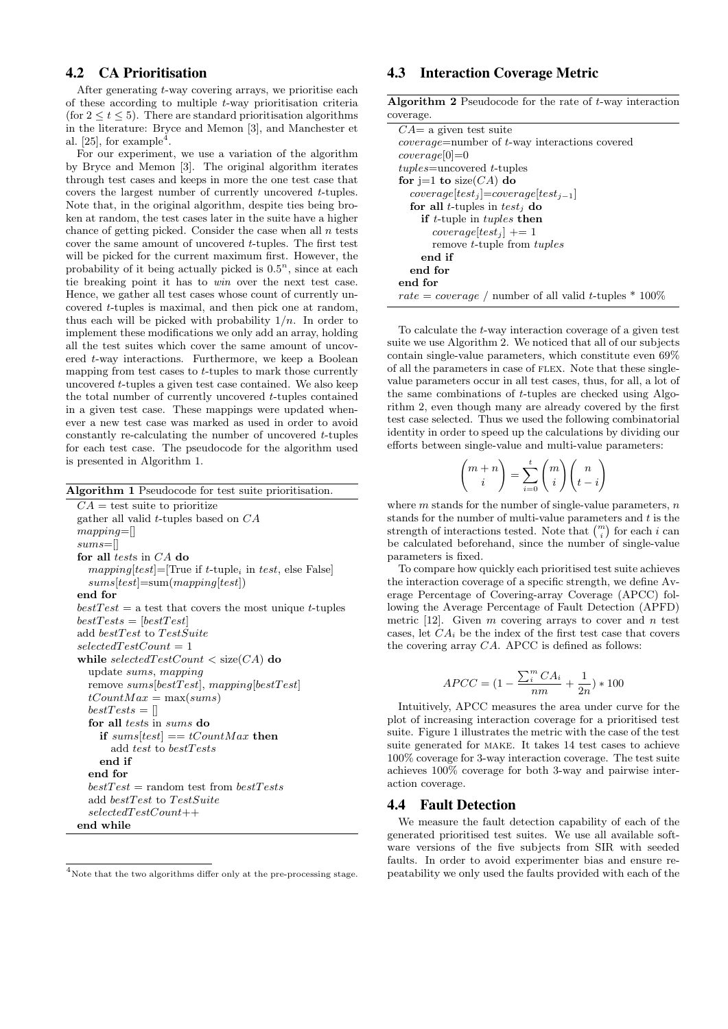## 4.2 CA Prioritisation

After generating $t$-way covering arrays, we prioritise each of these according to multiple $t$-way prioritisation criteria (for $2 \leq t \leq 5$). There are standard prioritisation algorithms in the literature: Bryce and Memon [3], and Manchester et al. [25], for example[4].

For our experiment, we use a variation of the algorithm by Bryce and Memon [3]. The original algorithm iterates through test cases and keeps in more the one test case that covers the largest number of currently uncovered $t$-tuples. Note that, in the original algorithm, despite ties being broken at random, the test cases later in the suite have a higher chance of getting picked. Consider the case when all $n$ tests cover the same amount of uncovered $t$-tuples. The first test will be picked for the current maximum first. However, the probability of it being actually picked is $0.5^n$, since at each tie breaking point it has to *win* over the next test case. Hence, we gather all test cases whose count of currently uncovered $t$-tuples is maximal, and then pick one at random, thus each will be picked with probability $1/n$. In order to implement these modifications we only add an array, holding all the test suites which cover the same amount of uncovered $t$-way interactions. Furthermore, we keep a Boolean mapping from test cases to $t$-tuples to mark those currently uncovered $t$-tuples a given test case contained. We also keep the total number of currently uncovered $t$-tuples contained in a given test case. These mappings were updated whenever a new test case was marked as used in order to avoid constantly re-calculating the number of uncovered $t$-tuples for each test case. The pseudocode for the algorithm used is presented in Algorithm 1.

**Algorithm 1** Pseudocode for test suite prioritisation.

```
CA = test suite to prioritize
gather all valid t-tuples based on CA
mapping=[]
sums=[]
for all tests in CA do
    mapping[test]=[True if t-tuple_i in test, else False]
    sums[test]=sum(mapping[test])
end for
bestTest = a test that covers the most unique t-tuples
bestTests = [bestTest]
add bestTest to TestSuite
selectedTestCount = 1
while selectedTestCount < size(CA) do
    update sums, mapping
    remove sums[bestTest], mapping[bestTest]
    tCountMax = max(sums)
    bestTests = []
    for all tests in sums do
        if sums[test] == tCountMax then
            add test to bestTests
        end if
    end for
    bestTest = random test from bestTests
    add bestTest to TestSuite
    selectedTestCount++
end while
```

[4] Note that the two algorithms differ only at the pre-processing stage.

## 4.3 Interaction Coverage Metric

**Algorithm 2** Pseudocode for the rate of $t$-way interaction coverage.

```
CA= a given test suite
coverage=number of t-way interactions covered
coverage[0]=0
tuples=uncovered t-tuples
for j=1 to size(CA) do
    coverage[test_j]=coverage[test_{j-1}]
    for all t-tuples in test_j do
        if t-tuple in tuples then
            coverage[test_j] += 1
            remove t-tuple from tuples
        end if
    end for
end for
rate = coverage / number of all valid t-tuples * 100%
```

To calculate the $t$-way interaction coverage of a given test suite we use Algorithm 2. We noticed that all of our subjects contain single-value parameters, which constitute even 69% of all the parameters in case of FLEX. Note that these single-value parameters occur in all test cases, thus, for all, a lot of the same combinations of $t$-tuples are checked using Algorithm 2, even though many are already covered by the first test case selected. Thus we used the following combinatorial identity in order to speed up the calculations by dividing our efforts between single-value and multi-value parameters:

$$\binom{m+n}{i} = \sum_{i=0}^{t} \binom{m}{i} \binom{n}{t-i}$$

where $m$ stands for the number of single-value parameters, $n$ stands for the number of multi-value parameters and $t$ is the strength of interactions tested. Note that $\binom{m}{i}$ for each $i$ can be calculated beforehand, since the number of single-value parameters is fixed.

To compare how quickly each prioritised test suite achieves the interaction coverage of a specific strength, we define Average Percentage of Covering-array Coverage (APCC) following the Average Percentage of Fault Detection (APFD) metric [12]. Given $m$ covering arrays to cover and $n$ test cases, let $CA_i$ be the index of the first test case that covers the covering array $CA$. APCC is defined as follows:

$$APCC = (1 - \frac{\sum_i^m CA_i}{nm} + \frac{1}{2n}) * 100$$

Intuitively, APCC measures the area under curve for the plot of increasing interaction coverage for a prioritised test suite. Figure 1 illustrates the metric with the case of the test suite generated for MAKE. It takes 14 test cases to achieve 100% coverage for 3-way interaction coverage. The test suite achieves 100% coverage for both 3-way and pairwise interaction coverage.

## 4.4 Fault Detection

We measure the fault detection capability of each of the generated prioritised test suites. We use all available software versions of the five subjects from SIR with seeded faults. In order to avoid experimenter bias and ensure repeatability we only used the faults provided with each of the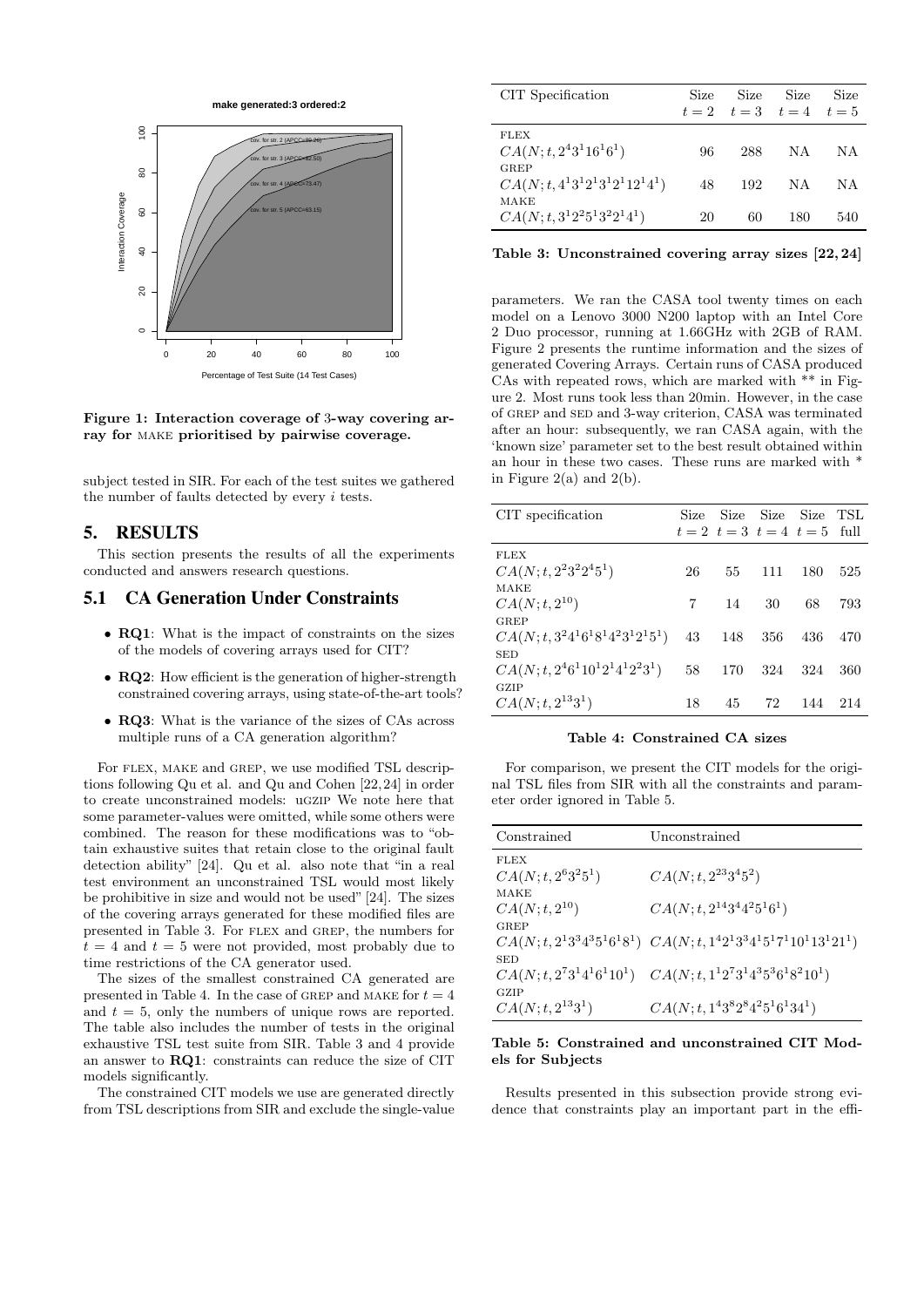**Figure 1: Interaction coverage of 3-way covering array for MAKE prioritised by pairwise coverage.**

subject tested in SIR. For each of the test suites we gathered the number of faults detected by every $i$ tests.

## 5. RESULTS

This section presents the results of all the experiments conducted and answers research questions.

### 5.1 CA Generation Under Constraints

- **RQ1**: What is the impact of constraints on the sizes of the models of covering arrays used for CIT?
- **RQ2**: How efficient is the generation of higher-strength constrained covering arrays, using state-of-the-art tools?
- **RQ3**: What is the variance of the sizes of CAs across multiple runs of a CA generation algorithm?

For FLEX, MAKE and GREP, we use modified TSL descriptions following Qu et al. and Qu and Cohen [22, 24] in order to create unconstrained models: UGZIP We note here that some parameter-values were omitted, while some others were combined. The reason for these modifications was to "obtain exhaustive suites that retain close to the original fault detection ability" [24]. Qu et al. also note that "in a real test environment an unconstrained TSL would most likely be prohibitive in size and would not be used" [24]. The sizes of the covering arrays generated for these modified files are presented in Table 3. For FLEX and GREP, the numbers for $t = 4$ and $t = 5$ were not provided, most probably due to time restrictions of the CA generator used.

The sizes of the smallest constrained CA generated are presented in Table 4. In the case of GREP and MAKE for $t = 4$ and $t = 5$, only the numbers of unique rows are reported. The table also includes the number of tests in the original exhaustive TSL test suite from SIR. Table 3 and 4 provide an answer to **RQ1**: constraints can reduce the size of CIT models significantly.

The constrained CIT models we use are generated directly from TSL descriptions from SIR and exclude the single-value parameters. We ran the CASA tool twenty times on each model on a Lenovo 3000 N200 laptop with an Intel Core 2 Duo processor, running at 1.66GHz with 2GB of RAM. Figure 2 presents the runtime information and the sizes of generated Covering Arrays. Certain runs of CASA produced CAs with repeated rows, which are marked with ** in Figure 2. Most runs took less than 20min. However, in the case of GREP and SED and 3-way criterion, CASA was terminated after an hour: subsequently, we ran CASA again, with the 'known size' parameter set to the best result obtained within an hour in these two cases. These runs are marked with * in Figure 2(a) and 2(b).

| CIT Specification | Size $t=2$ | Size $t=3$ | Size $t=4$ | Size $t=5$ |
|---|---|---|---|---|
| FLEX $CA(N;t,2^4 3^1 16^1 6^1)$ | 96 | 288 | NA | NA |
| GREP $CA(N;t,4^1 3^1 2^1 3^1 2^1 12^1 4^1)$ | 48 | 192 | NA | NA |
| MAKE $CA(N;t,3^1 2^2 5^1 3^2 2^1 4^1)$ | 20 | 60 | 180 | 540 |

**Table 3: Unconstrained covering array sizes [22, 24]**

| CIT specification | Size $t=2$ | Size $t=3$ | Size $t=4$ | Size $t=5$ | TSL full |
|---|---|---|---|---|---|
| FLEX $CA(N;t,2^2 3^2 2^4 5^1)$ | 26 | 55 | 111 | 180 | 525 |
| MAKE $CA(N;t,2^{10})$ | 7 | 14 | 30 | 68 | 793 |
| GREP $CA(N;t,3^2 4^1 6^1 8^1 4^2 3^1 2^1 5^1)$ | 43 | 148 | 356 | 436 | 470 |
| SED $CA(N;t,2^4 6^1 10^1 2^1 4^1 2^2 3^1)$ | 58 | 170 | 324 | 324 | 360 |
| GZIP $CA(N;t,2^{13} 3^1)$ | 18 | 45 | 72 | 144 | 214 |

**Table 4: Constrained CA sizes**

For comparison, we present the CIT models for the original TSL files from SIR with all the constraints and parameter order ignored in Table 5.

| Constrained | Unconstrained |
|---|---|
| FLEX $CA(N;t,2^6 3^2 5^1)$ | $CA(N;t,2^{23} 3^4 5^2)$ |
| MAKE $CA(N;t,2^{10})$ | $CA(N;t,2^{14} 3^4 4^2 5^1 6^1)$ |
| GREP $CA(N;t,2^1 3^3 4^3 5^1 6^1 8^1)$ | $CA(N;t,1^4 2^1 3^3 4^1 5^1 7^1 10^1 13^1 21^1)$ |
| SED $CA(N;t,2^7 3^1 4^1 6^1 10^1)$ | $CA(N;t,1^1 2^7 3^1 4^3 5^3 6^1 8^2 10^1)$ |
| GZIP $CA(N;t,2^{13} 3^1)$ | $CA(N;t,1^4 3^8 2^8 4^2 5^1 6^1 34^1)$ |

**Table 5: Constrained and unconstrained CIT Models for Subjects**

Results presented in this subsection provide strong evidence that constraints play an important part in the effi-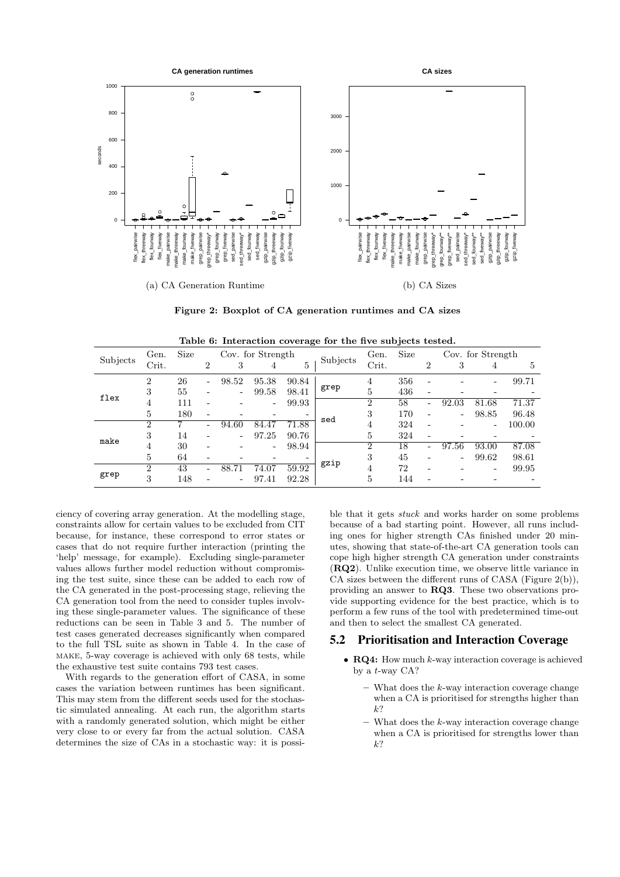(a) CA Generation Runtime

(b) CA Sizes

**Figure 2: Boxplot of CA generation runtimes and CA sizes**

**Table 6: Interaction coverage for the five subjects tested.**

| Subjects | Gen. Crit. | Size | Cov. for Strength 2 | 3 | 4 | 5 |
|---|---|---|---|---|---|---|
| flex | 2 | 26 | - | 98.52 | 95.38 | 90.84 |
| | 3 | 55 | - | - | 99.58 | 98.41 |
| | 4 | 111 | - | - | - | 99.93 |
| | 5 | 180 | - | - | - | - |
| make | 2 | 7 | - | 94.60 | 84.47 | 71.88 |
| | 3 | 14 | - | - | 97.25 | 90.76 |
| | 4 | 30 | - | - | - | 98.94 |
| | 5 | 64 | - | - | - | - |
| grep | 2 | 43 | - | 88.71 | 74.07 | 59.92 |
| | 3 | 148 | - | - | 97.41 | 92.28 |
| | 4 | 356 | - | - | - | 99.71 |
| | 5 | 436 | - | - | - | - |
| sed | 2 | 58 | - | 92.03 | 81.68 | 71.37 |
| | 3 | 170 | - | - | 98.85 | 96.48 |
| | 4 | 324 | - | - | - | 100.00 |
| | 5 | 324 | - | - | - | - |
| gzip | 2 | 18 | - | 97.56 | 93.00 | 87.08 |
| | 3 | 45 | - | - | 99.62 | 98.61 |
| | 4 | 72 | - | - | - | 99.95 |
| | 5 | 144 | - | - | - | - |

ciency of covering array generation. At the modelling stage, constraints allow for certain values to be excluded from CIT because, for instance, these correspond to error states or cases that do not require further interaction (printing the 'help' message, for example). Excluding single-parameter values allows further model reduction without compromising the test suite, since these can be added to each row of the CA generated in the post-processing stage, relieving the CA generation tool from the need to consider tuples involving these single-parameter values. The significance of these reductions can be seen in Table 3 and 5. The number of test cases generated decreases significantly when compared to the full TSL suite as shown in Table 4. In the case of MAKE, 5-way coverage is achieved with only 68 tests, while the exhaustive test suite contains 793 test cases.

With regards to the generation effort of CASA, in some cases the variation between runtimes has been significant. This may stem from the different seeds used for the stochastic simulated annealing. At each run, the algorithm starts with a randomly generated solution, which might be either very close to or every far from the actual solution. CASA determines the size of CAs in a stochastic way: it is possible that it gets *stuck* and works harder on some problems because of a bad starting point. However, all runs including ones for higher strength CAs finished under 20 minutes, showing that state-of-the-art CA generation tools can cope high higher strength CA generation under constraints (**RQ2**). Unlike execution time, we observe little variance in CA sizes between the different runs of CASA (Figure 2(b)), providing an answer to **RQ3**. These two observations provide supporting evidence for the best practice, which is to perform a few runs of the tool with predetermined time-out and then to select the smallest CA generated.

## 5.2 Prioritisation and Interaction Coverage

- **RQ4:** How much $k$-way interaction coverage is achieved by a $t$-way CA?
  - What does the $k$-way interaction coverage change when a CA is prioritised for strengths higher than $k$?
  - What does the $k$-way interaction coverage change when a CA is prioritised for strengths lower than $k$?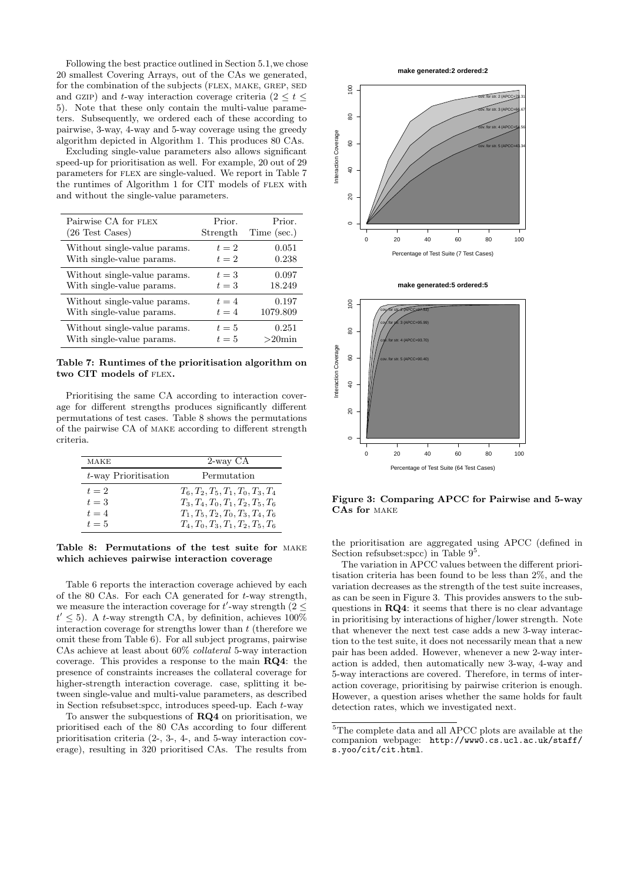Following the best practice outlined in Section 5.1,we chose 20 smallest Covering Arrays, out of the CAs we generated, for the combination of the subjects (FLEX, MAKE, GREP, SED and GZIP) and $t$-way interaction coverage criteria ($2 \leq t \leq 5$). Note that these only contain the multi-value parameters. Subsequently, we ordered each of these according to pairwise, 3-way, 4-way and 5-way coverage using the greedy algorithm depicted in Algorithm 1. This produces 80 CAs.

Excluding single-value parameters also allows significant speed-up for prioritisation as well. For example, 20 out of 29 parameters for FLEX are single-valued. We report in Table 7 the runtimes of Algorithm 1 for CIT models of FLEX with and without the single-value parameters.

| Pairwise CA for FLEX (26 Test Cases) | Prior. Strength | Prior. Time (sec.) |
|---|---|---|
| Without single-value params. | $t = 2$ | 0.051 |
| With single-value params. | $t = 2$ | 0.238 |
| Without single-value params. | $t = 3$ | 0.097 |
| With single-value params. | $t = 3$ | 18.249 |
| Without single-value params. | $t = 4$ | 0.197 |
| With single-value params. | $t = 4$ | 1079.809 |
| Without single-value params. | $t = 5$ | 0.251 |
| With single-value params. | $t = 5$ | >20min |

**Table 7: Runtimes of the prioritisation algorithm on two CIT models of FLEX.**

Prioritising the same CA according to interaction coverage for different strengths produces significantly different permutations of test cases. Table 8 shows the permutations of the pairwise CA of MAKE according to different strength criteria.

| MAKE | 2-way CA |
|---|---|
| $t$-way Prioritisation | Permutation |
| $t = 2$ | $T_6, T_2, T_5, T_1, T_0, T_3, T_4$ |
| $t = 3$ | $T_3, T_4, T_0, T_1, T_2, T_5, T_6$ |
| $t = 4$ | $T_1, T_5, T_2, T_0, T_3, T_4, T_6$ |
| $t = 5$ | $T_4, T_0, T_3, T_1, T_2, T_5, T_6$ |

**Table 8: Permutations of the test suite for MAKE which achieves pairwise interaction coverage**

Table 6 reports the interaction coverage achieved by each of the 80 CAs. For each CA generated for $t$-way strength, we measure the interaction coverage for $t'$-way strength ($2 \leq t' \leq 5$). A $t$-way strength CA, by definition, achieves 100% interaction coverage for strengths lower than $t$ (therefore we omit these from Table 6). For all subject programs, pairwise CAs achieve at least about 60% *collateral* 5-way interaction coverage. This provides a response to the main **RQ4**: the presence of constraints increases the collateral coverage for higher-strength interaction coverage. case, splitting it between single-value and multi-value parameters, as described in Section refsubset:spcc, introduces speed-up. Each $t$-way

To answer the subquestions of **RQ4** on prioritisation, we prioritised each of the 80 CAs according to four different prioritisation criteria (2-, 3-, 4-, and 5-way interaction coverage), resulting in 320 prioritised CAs. The results from the prioritisation are aggregated using APCC (defined in Section refsubset:spcc) in Table 9[5].

**Figure 3: Comparing APCC for Pairwise and 5-way CAs for MAKE**

The variation in APCC values between the different prioritisation criteria has been found to be less than 2%, and the variation decreases as the strength of the test suite increases, as can be seen in Figure 3. This provides answers to the subquestions in **RQ4**: it seems that there is no clear advantage in prioritising by interactions of higher/lower strength. Note that whenever the next test case adds a new 3-way interaction to the test suite, it does not necessarily mean that a new pair has been added. However, whenever a new 2-way interaction is added, then automatically new 3-way, 4-way and 5-way interactions are covered. Therefore, in terms of interaction coverage, prioritising by pairwise criterion is enough. However, a question arises whether the same holds for fault detection rates, which we investigated next.

[5] The complete data and all APCC plots are available at the companion webpage: `http://www0.cs.ucl.ac.uk/staff/s.yoo/cit/cit.html`.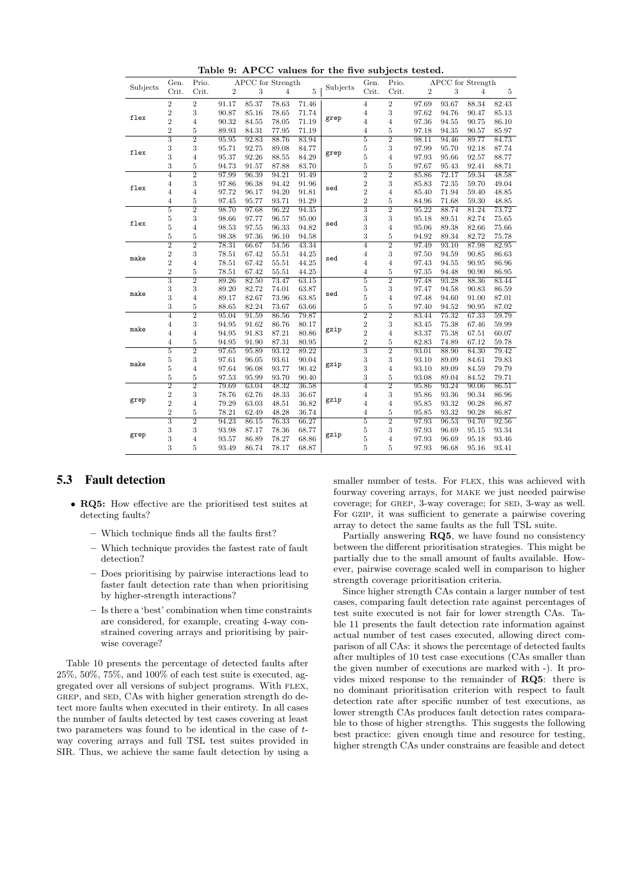**Table 9: APCC values for the five subjects tested.**

| Subjects | Gen. Crit. | Prio. Crit. | APCC for Strength 2 | 3 | 4 | 5 | Subjects | Gen. Crit. | Prio. Crit. | APCC for Strength 2 | 3 | 4 | 5 |
|---|---|---|---|---|---|---|---|---|---|---|---|---|---|
| flex | 2 | 2 | 91.17 | 85.37 | 78.63 | 71.46 | grep | 4 | 2 | 97.69 | 93.67 | 88.34 | 82.43 |
| | 2 | 3 | 90.87 | 85.16 | 78.65 | 71.74 | | 4 | 3 | 97.62 | 94.76 | 90.47 | 85.13 |
| | 2 | 4 | 90.32 | 84.55 | 78.05 | 71.19 | | 4 | 4 | 97.36 | 94.55 | 90.75 | 86.10 |
| | 2 | 5 | 89.93 | 84.31 | 77.95 | 71.19 | | 4 | 5 | 97.18 | 94.35 | 90.57 | 85.97 |
| flex | 3 | 2 | 95.95 | 92.83 | 88.76 | 83.94 | grep | 5 | 2 | 98.11 | 94.46 | 89.77 | 84.73 |
| | 3 | 3 | 95.71 | 92.75 | 89.08 | 84.77 | | 5 | 3 | 97.99 | 95.70 | 92.18 | 87.74 |
| | 3 | 4 | 95.37 | 92.26 | 88.55 | 84.29 | | 5 | 4 | 97.93 | 95.66 | 92.57 | 88.77 |
| | 3 | 5 | 94.73 | 91.57 | 87.88 | 83.70 | | 5 | 5 | 97.67 | 95.43 | 92.41 | 88.71 |
| flex | 4 | 2 | 97.99 | 96.39 | 94.21 | 91.49 | sed | 2 | 2 | 85.86 | 72.17 | 59.34 | 48.58 |
| | 4 | 3 | 97.86 | 96.38 | 94.42 | 91.96 | | 2 | 3 | 85.83 | 72.35 | 59.70 | 49.04 |
| | 4 | 4 | 97.72 | 96.17 | 94.20 | 91.81 | | 2 | 4 | 85.40 | 71.94 | 59.40 | 48.85 |
| | 4 | 5 | 97.45 | 95.77 | 93.71 | 91.29 | | 2 | 5 | 84.96 | 71.68 | 59.30 | 48.85 |
| flex | 5 | 2 | 98.70 | 97.68 | 96.22 | 94.35 | sed | 3 | 2 | 95.22 | 88.74 | 81.24 | 73.72 |
| | 5 | 3 | 98.66 | 97.77 | 96.57 | 95.00 | | 3 | 3 | 95.18 | 89.51 | 82.74 | 75.65 |
| | 5 | 4 | 98.53 | 97.55 | 96.33 | 94.82 | | 3 | 4 | 95.06 | 89.38 | 82.66 | 75.66 |
| | 5 | 5 | 98.38 | 97.36 | 96.10 | 94.58 | | 3 | 5 | 94.92 | 89.34 | 82.72 | 75.78 |
| make | 2 | 2 | 78.31 | 66.67 | 54.56 | 43.34 | sed | 4 | 2 | 97.49 | 93.10 | 87.98 | 82.95 |
| | 2 | 3 | 78.51 | 67.42 | 55.51 | 44.25 | | 4 | 3 | 97.50 | 94.59 | 90.85 | 86.63 |
| | 2 | 4 | 78.51 | 67.42 | 55.51 | 44.25 | | 4 | 4 | 97.43 | 94.55 | 90.95 | 86.96 |
| | 2 | 5 | 78.51 | 67.42 | 55.51 | 44.25 | | 4 | 5 | 97.35 | 94.48 | 90.90 | 86.95 |
| make | 3 | 2 | 89.26 | 82.50 | 73.47 | 63.15 | sed | 5 | 2 | 97.48 | 93.28 | 88.36 | 83.44 |
| | 3 | 3 | 89.20 | 82.72 | 74.01 | 63.87 | | 5 | 3 | 97.47 | 94.58 | 90.83 | 86.59 |
| | 3 | 4 | 89.17 | 82.67 | 73.96 | 63.85 | | 5 | 4 | 97.48 | 94.60 | 91.00 | 87.01 |
| | 3 | 5 | 88.65 | 82.24 | 73.67 | 63.66 | | 5 | 5 | 97.40 | 94.52 | 90.95 | 87.02 |
| make | 4 | 2 | 95.04 | 91.59 | 86.56 | 79.87 | gzip | 2 | 2 | 83.44 | 75.32 | 67.33 | 59.79 |
| | 4 | 3 | 94.95 | 91.62 | 86.76 | 80.17 | | 2 | 3 | 83.45 | 75.38 | 67.46 | 59.99 |
| | 4 | 4 | 94.95 | 91.83 | 87.21 | 80.86 | | 2 | 4 | 83.37 | 75.38 | 67.51 | 60.07 |
| | 4 | 5 | 94.95 | 91.90 | 87.31 | 80.95 | | 2 | 5 | 82.83 | 74.89 | 67.12 | 59.78 |
| make | 5 | 2 | 97.65 | 95.89 | 93.12 | 89.22 | gzip | 3 | 2 | 93.01 | 88.90 | 84.30 | 79.42 |
| | 5 | 3 | 97.61 | 96.05 | 93.61 | 90.04 | | 3 | 3 | 93.10 | 89.09 | 84.61 | 79.83 |
| | 5 | 4 | 97.64 | 96.08 | 93.77 | 90.42 | | 3 | 4 | 93.10 | 89.09 | 84.59 | 79.79 |
| | 5 | 5 | 97.53 | 95.99 | 93.70 | 90.40 | | 3 | 5 | 93.08 | 89.04 | 84.52 | 79.71 |
| grep | 2 | 2 | 79.69 | 63.04 | 48.32 | 36.58 | gzip | 4 | 2 | 95.86 | 93.24 | 90.06 | 86.51 |
| | 2 | 3 | 78.76 | 62.76 | 48.33 | 36.67 | | 4 | 3 | 95.86 | 93.36 | 90.34 | 86.96 |
| | 2 | 4 | 79.29 | 63.03 | 48.51 | 36.82 | | 4 | 4 | 95.85 | 93.32 | 90.28 | 86.87 |
| | 2 | 5 | 78.21 | 62.49 | 48.28 | 36.74 | | 4 | 5 | 95.85 | 93.32 | 90.28 | 86.87 |
| grep | 3 | 2 | 94.23 | 86.15 | 76.33 | 66.27 | gzip | 5 | 2 | 97.93 | 96.53 | 94.70 | 92.56 |
| | 3 | 3 | 93.98 | 87.17 | 78.36 | 68.77 | | 5 | 3 | 97.93 | 96.69 | 95.15 | 93.34 |
| | 3 | 4 | 93.57 | 86.89 | 78.27 | 68.86 | | 5 | 4 | 97.93 | 96.69 | 95.18 | 93.46 |
| | 3 | 5 | 93.49 | 86.74 | 78.17 | 68.87 | | 5 | 5 | 97.93 | 96.68 | 95.16 | 93.41 |

## 5.3 Fault detection

- **RQ5:** How effective are the prioritised test suites at detecting faults?
  - Which technique finds all the faults first?
  - Which technique provides the fastest rate of fault detection?
  - Does prioritising by pairwise interactions lead to faster fault detection rate than when prioritising by higher-strength interactions?
  - Is there a 'best' combination when time constraints are considered, for example, creating 4-way constrained covering arrays and prioritising by pairwise coverage?

Table 10 presents the percentage of detected faults after 25%, 50%, 75%, and 100% of each test suite is executed, aggregated over all versions of subject programs. With FLEX, GREP, and SED, CAs with higher generation strength do detect more faults when executed in their entirety. In all cases the number of faults detected by test cases covering at least two parameters was found to be identical in the case of $t$-way covering arrays and full TSL test suites provided in SIR. Thus, we achieve the same fault detection by using a smaller number of tests. For FLEX, this was achieved with fourway covering arrays, for MAKE we just needed pairwise coverage; for GREP, 3-way coverage; for SED, 3-way as well. For GZIP, it was sufficient to generate a pairwise covering array to detect the same faults as the full TSL suite.

Partially answering **RQ5**, we have found no consistency between the different prioritisation strategies. This might be partially due to the small amount of faults available. However, pairwise coverage scaled well in comparison to higher strength coverage prioritisation criteria.

Since higher strength CAs contain a larger number of test cases, comparing fault detection rate against percentages of test suite executed is not fair for lower strength CAs. Table 11 presents the fault detection rate information against actual number of test cases executed, allowing direct comparison of all CAs: it shows the percentage of detected faults after multiples of 10 test case executions (CAs smaller than the given number of executions are marked with -). It provides mixed response to the remainder of **RQ5**: there is no dominant prioritisation criterion with respect to fault detection rate after specific number of test executions, as lower strength CAs produces fault detection rates comparable to those of higher strengths. This suggests the following best practice: given enough time and resource for testing, higher strength CAs under constrains are feasible and detect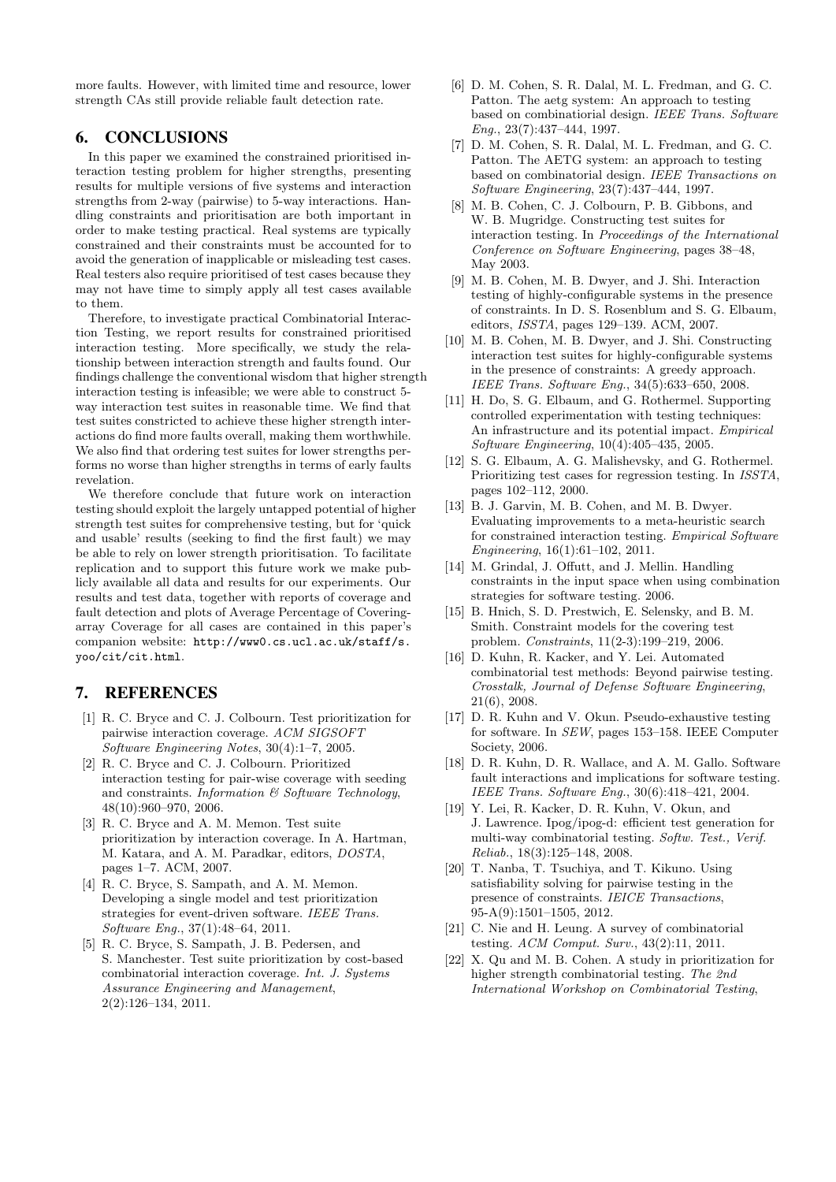more faults. However, with limited time and resource, lower strength CAs still provide reliable fault detection rate.

## 6. CONCLUSIONS

In this paper we examined the constrained prioritised interaction testing problem for higher strengths, presenting results for multiple versions of five systems and interaction strengths from 2-way (pairwise) to 5-way interactions. Handling constraints and prioritisation are both important in order to make testing practical. Real systems are typically constrained and their constraints must be accounted for to avoid the generation of inapplicable or misleading test cases. Real testers also require prioritised of test cases because they may not have time to simply apply all test cases available to them.

Therefore, to investigate practical Combinatorial Interaction Testing, we report results for constrained prioritised interaction testing. More specifically, we study the relationship between interaction strength and faults found. Our findings challenge the conventional wisdom that higher strength interaction testing is infeasible; we were able to construct 5-way interaction test suites in reasonable time. We find that test suites constricted to achieve these higher strength interactions do find more faults overall, making them worthwhile. We also find that ordering test suites for lower strengths performs no worse than higher strengths in terms of early faults revelation.

We therefore conclude that future work on interaction testing should exploit the largely untapped potential of higher strength test suites for comprehensive testing, but for 'quick and usable' results (seeking to find the first fault) we may be able to rely on lower strength prioritisation. To facilitate replication and to support this future work we make publicly available all data and results for our experiments. Our results and test data, together with reports of coverage and fault detection and plots of Average Percentage of Covering-array Coverage for all cases are contained in this paper's companion website: `http://www0.cs.ucl.ac.uk/staff/s.yoo/cit/cit.html`.

## 7. REFERENCES

[1] R. C. Bryce and C. J. Colbourn. Test prioritization for pairwise interaction coverage. *ACM SIGSOFT Software Engineering Notes*, 30(4):1–7, 2005.

[2] R. C. Bryce and C. J. Colbourn. Prioritized interaction testing for pair-wise coverage with seeding and constraints. *Information & Software Technology*, 48(10):960–970, 2006.

[3] R. C. Bryce and A. M. Memon. Test suite prioritization by interaction coverage. In A. Hartman, M. Katara, and A. M. Paradkar, editors, *DOSTA*, pages 1–7. ACM, 2007.

[4] R. C. Bryce, S. Sampath, and A. M. Memon. Developing a single model and test prioritization strategies for event-driven software. *IEEE Trans. Software Eng.*, 37(1):48–64, 2011.

[5] R. C. Bryce, S. Sampath, J. B. Pedersen, and S. Manchester. Test suite prioritization by cost-based combinatorial interaction coverage. *Int. J. Systems Assurance Engineering and Management*, 2(2):126–134, 2011.

[6] D. M. Cohen, S. R. Dalal, M. L. Fredman, and G. C. Patton. The aetg system: An approach to testing based on combinatiorial design. *IEEE Trans. Software Eng.*, 23(7):437–444, 1997.

[7] D. M. Cohen, S. R. Dalal, M. L. Fredman, and G. C. Patton. The AETG system: an approach to testing based on combinatorial design. *IEEE Transactions on Software Engineering*, 23(7):437–444, 1997.

[8] M. B. Cohen, C. J. Colbourn, P. B. Gibbons, and W. B. Mugridge. Constructing test suites for interaction testing. In *Proceedings of the International Conference on Software Engineering*, pages 38–48, May 2003.

[9] M. B. Cohen, M. B. Dwyer, and J. Shi. Interaction testing of highly-configurable systems in the presence of constraints. In D. S. Rosenblum and S. G. Elbaum, editors, *ISSTA*, pages 129–139. ACM, 2007.

[10] M. B. Cohen, M. B. Dwyer, and J. Shi. Constructing interaction test suites for highly-configurable systems in the presence of constraints: A greedy approach. *IEEE Trans. Software Eng.*, 34(5):633–650, 2008.

[11] H. Do, S. G. Elbaum, and G. Rothermel. Supporting controlled experimentation with testing techniques: An infrastructure and its potential impact. *Empirical Software Engineering*, 10(4):405–435, 2005.

[12] S. G. Elbaum, A. G. Malishevsky, and G. Rothermel. Prioritizing test cases for regression testing. In *ISSTA*, pages 102–112, 2000.

[13] B. J. Garvin, M. B. Cohen, and M. B. Dwyer. Evaluating improvements to a meta-heuristic search for constrained interaction testing. *Empirical Software Engineering*, 16(1):61–102, 2011.

[14] M. Grindal, J. Offutt, and J. Mellin. Handling constraints in the input space when using combination strategies for software testing. 2006.

[15] B. Hnich, S. D. Prestwich, E. Selensky, and B. M. Smith. Constraint models for the covering test problem. *Constraints*, 11(2-3):199–219, 2006.

[16] D. Kuhn, R. Kacker, and Y. Lei. Automated combinatorial test methods: Beyond pairwise testing. *Crosstalk, Journal of Defense Software Engineering*, 21(6), 2008.

[17] D. R. Kuhn and V. Okun. Pseudo-exhaustive testing for software. In *SEW*, pages 153–158. IEEE Computer Society, 2006.

[18] D. R. Kuhn, D. R. Wallace, and A. M. Gallo. Software fault interactions and implications for software testing. *IEEE Trans. Software Eng.*, 30(6):418–421, 2004.

[19] Y. Lei, R. Kacker, D. R. Kuhn, V. Okun, and J. Lawrence. Ipog/ipog-d: efficient test generation for multi-way combinatorial testing. *Softw. Test., Verif. Reliab.*, 18(3):125–148, 2008.

[20] T. Nanba, T. Tsuchiya, and T. Kikuno. Using satisfiability solving for pairwise testing in the presence of constraints. *IEICE Transactions*, 95-A(9):1501–1505, 2012.

[21] C. Nie and H. Leung. A survey of combinatorial testing. *ACM Comput. Surv.*, 43(2):11, 2011.

[22] X. Qu and M. B. Cohen. A study in prioritization for higher strength combinatorial testing. *The 2nd International Workshop on Combinatorial Testing*,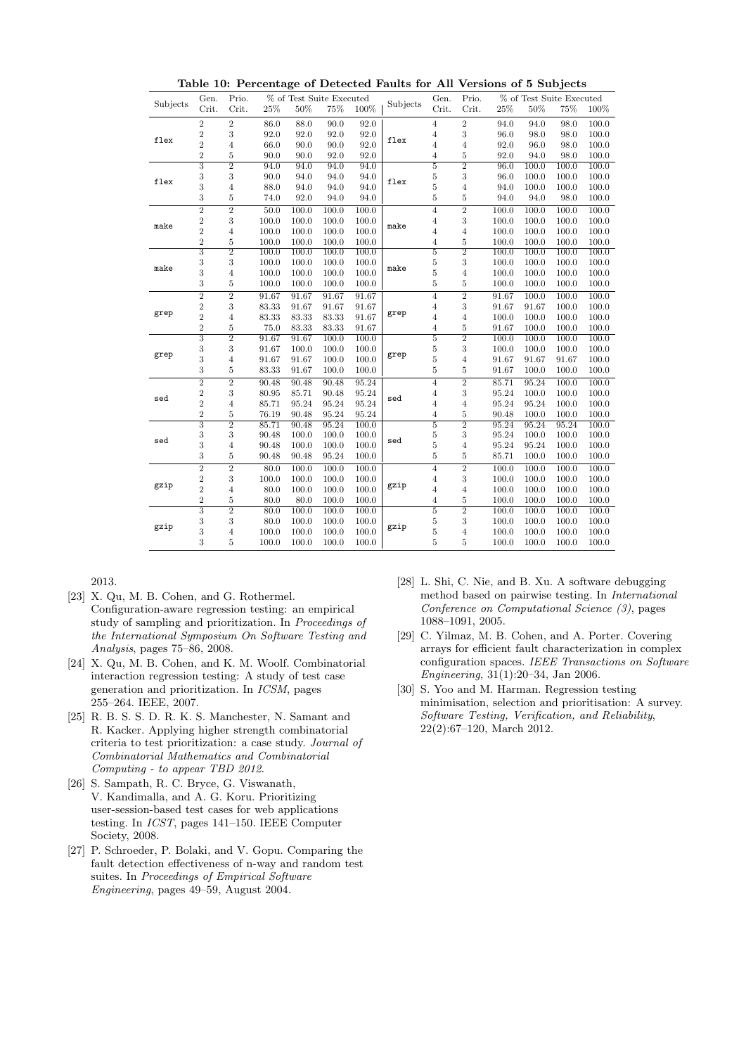**Table 10: Percentage of Detected Faults for All Versions of 5 Subjects**

| Subjects | Gen. Crit. | Prio. Crit. | % of Test Suite Executed 25% | 50% | 75% | 100% | Subjects | Gen. Crit. | Prio. Crit. | % of Test Suite Executed 25% | 50% | 75% | 100% |
|---|---|---|---|---|---|---|---|---|---|---|---|---|---|
| flex | 2 | 2 | 86.0 | 88.0 | 90.0 | 92.0 | flex | 4 | 2 | 94.0 | 94.0 | 98.0 | 100.0 |
| | 2 | 3 | 92.0 | 92.0 | 92.0 | 92.0 | | 4 | 3 | 96.0 | 98.0 | 98.0 | 100.0 |
| | 2 | 4 | 66.0 | 90.0 | 90.0 | 92.0 | | 4 | 4 | 92.0 | 96.0 | 98.0 | 100.0 |
| | 2 | 5 | 90.0 | 90.0 | 92.0 | 92.0 | | 4 | 5 | 92.0 | 94.0 | 98.0 | 100.0 |
| flex | 3 | 2 | 94.0 | 94.0 | 94.0 | 94.0 | flex | 5 | 2 | 96.0 | 100.0 | 100.0 | 100.0 |
| | 3 | 3 | 90.0 | 94.0 | 94.0 | 94.0 | | 5 | 3 | 96.0 | 100.0 | 100.0 | 100.0 |
| | 3 | 4 | 88.0 | 94.0 | 94.0 | 94.0 | | 5 | 4 | 94.0 | 100.0 | 100.0 | 100.0 |
| | 3 | 5 | 74.0 | 92.0 | 94.0 | 94.0 | | 5 | 5 | 94.0 | 94.0 | 98.0 | 100.0 |
| make | 2 | 2 | 50.0 | 100.0 | 100.0 | 100.0 | make | 4 | 2 | 100.0 | 100.0 | 100.0 | 100.0 |
| | 2 | 3 | 100.0 | 100.0 | 100.0 | 100.0 | | 4 | 3 | 100.0 | 100.0 | 100.0 | 100.0 |
| | 2 | 4 | 100.0 | 100.0 | 100.0 | 100.0 | | 4 | 4 | 100.0 | 100.0 | 100.0 | 100.0 |
| | 2 | 5 | 100.0 | 100.0 | 100.0 | 100.0 | | 4 | 5 | 100.0 | 100.0 | 100.0 | 100.0 |
| make | 3 | 2 | 100.0 | 100.0 | 100.0 | 100.0 | make | 5 | 2 | 100.0 | 100.0 | 100.0 | 100.0 |
| | 3 | 3 | 100.0 | 100.0 | 100.0 | 100.0 | | 5 | 3 | 100.0 | 100.0 | 100.0 | 100.0 |
| | 3 | 4 | 100.0 | 100.0 | 100.0 | 100.0 | | 5 | 4 | 100.0 | 100.0 | 100.0 | 100.0 |
| | 3 | 5 | 100.0 | 100.0 | 100.0 | 100.0 | | 5 | 5 | 100.0 | 100.0 | 100.0 | 100.0 |
| grep | 2 | 2 | 91.67 | 91.67 | 91.67 | 91.67 | grep | 4 | 2 | 91.67 | 100.0 | 100.0 | 100.0 |
| | 2 | 3 | 83.33 | 91.67 | 91.67 | 91.67 | | 4 | 3 | 91.67 | 91.67 | 100.0 | 100.0 |
| | 2 | 4 | 83.33 | 83.33 | 83.33 | 91.67 | | 4 | 4 | 100.0 | 100.0 | 100.0 | 100.0 |
| | 2 | 5 | 75.0 | 83.33 | 83.33 | 91.67 | | 4 | 5 | 91.67 | 100.0 | 100.0 | 100.0 |
| grep | 3 | 2 | 91.67 | 91.67 | 100.0 | 100.0 | grep | 5 | 2 | 100.0 | 100.0 | 100.0 | 100.0 |
| | 3 | 3 | 91.67 | 100.0 | 100.0 | 100.0 | | 5 | 3 | 100.0 | 100.0 | 100.0 | 100.0 |
| | 3 | 4 | 91.67 | 91.67 | 100.0 | 100.0 | | 5 | 4 | 91.67 | 91.67 | 91.67 | 100.0 |
| | 3 | 5 | 83.33 | 91.67 | 100.0 | 100.0 | | 5 | 5 | 91.67 | 100.0 | 100.0 | 100.0 |
| sed | 2 | 2 | 90.48 | 90.48 | 90.48 | 95.24 | sed | 4 | 2 | 85.71 | 95.24 | 100.0 | 100.0 |
| | 2 | 3 | 80.95 | 85.71 | 90.48 | 95.24 | | 4 | 3 | 95.24 | 100.0 | 100.0 | 100.0 |
| | 2 | 4 | 85.71 | 95.24 | 95.24 | 95.24 | | 4 | 4 | 95.24 | 95.24 | 100.0 | 100.0 |
| | 2 | 5 | 76.19 | 90.48 | 95.24 | 95.24 | | 4 | 5 | 90.48 | 100.0 | 100.0 | 100.0 |
| sed | 3 | 2 | 85.71 | 90.48 | 95.24 | 100.0 | sed | 5 | 2 | 95.24 | 95.24 | 95.24 | 100.0 |
| | 3 | 3 | 90.48 | 100.0 | 100.0 | 100.0 | | 5 | 3 | 95.24 | 100.0 | 100.0 | 100.0 |
| | 3 | 4 | 90.48 | 100.0 | 100.0 | 100.0 | | 5 | 4 | 95.24 | 95.24 | 100.0 | 100.0 |
| | 3 | 5 | 90.48 | 90.48 | 95.24 | 100.0 | | 5 | 5 | 85.71 | 100.0 | 100.0 | 100.0 |
| gzip | 2 | 2 | 80.0 | 100.0 | 100.0 | 100.0 | gzip | 4 | 2 | 100.0 | 100.0 | 100.0 | 100.0 |
| | 2 | 3 | 100.0 | 100.0 | 100.0 | 100.0 | | 4 | 3 | 100.0 | 100.0 | 100.0 | 100.0 |
| | 2 | 4 | 80.0 | 100.0 | 100.0 | 100.0 | | 4 | 4 | 100.0 | 100.0 | 100.0 | 100.0 |
| | 2 | 5 | 80.0 | 80.0 | 100.0 | 100.0 | | 4 | 5 | 100.0 | 100.0 | 100.0 | 100.0 |
| gzip | 3 | 2 | 80.0 | 100.0 | 100.0 | 100.0 | gzip | 5 | 2 | 100.0 | 100.0 | 100.0 | 100.0 |
| | 3 | 3 | 80.0 | 100.0 | 100.0 | 100.0 | | 5 | 3 | 100.0 | 100.0 | 100.0 | 100.0 |
| | 3 | 4 | 100.0 | 100.0 | 100.0 | 100.0 | | 5 | 4 | 100.0 | 100.0 | 100.0 | 100.0 |
| | 3 | 5 | 100.0 | 100.0 | 100.0 | 100.0 | | 5 | 5 | 100.0 | 100.0 | 100.0 | 100.0 |

2013.

[23] X. Qu, M. B. Cohen, and G. Rothermel. Configuration-aware regression testing: an empirical study of sampling and prioritization. In *Proceedings of the International Symposium On Software Testing and Analysis*, pages 75–86, 2008.

[24] X. Qu, M. B. Cohen, and K. M. Woolf. Combinatorial interaction regression testing: A study of test case generation and prioritization. In *ICSM*, pages 255–264. IEEE, 2007.

[25] R. B. S. S. D. R. K. S. Manchester, N. Samant and R. Kacker. Applying higher strength combinatorial criteria to test prioritization: a case study. *Journal of Combinatorial Mathematics and Combinatorial Computing - to appear TBD 2012*.

[26] S. Sampath, R. C. Bryce, G. Viswanath, V. Kandimalla, and A. G. Koru. Prioritizing user-session-based test cases for web applications testing. In *ICST*, pages 141–150. IEEE Computer Society, 2008.

[27] P. Schroeder, P. Bolaki, and V. Gopu. Comparing the fault detection effectiveness of n-way and random test suites. In *Proceedings of Empirical Software Engineering*, pages 49–59, August 2004.

[28] L. Shi, C. Nie, and B. Xu. A software debugging method based on pairwise testing. In *International Conference on Computational Science (3)*, pages 1088–1091, 2005.

[29] C. Yilmaz, M. B. Cohen, and A. Porter. Covering arrays for efficient fault characterization in complex configuration spaces. *IEEE Transactions on Software Engineering*, 31(1):20–34, Jan 2006.

[30] S. Yoo and M. Harman. Regression testing minimisation, selection and prioritisation: A survey. *Software Testing, Verification, and Reliability*, 22(2):67–120, March 2012.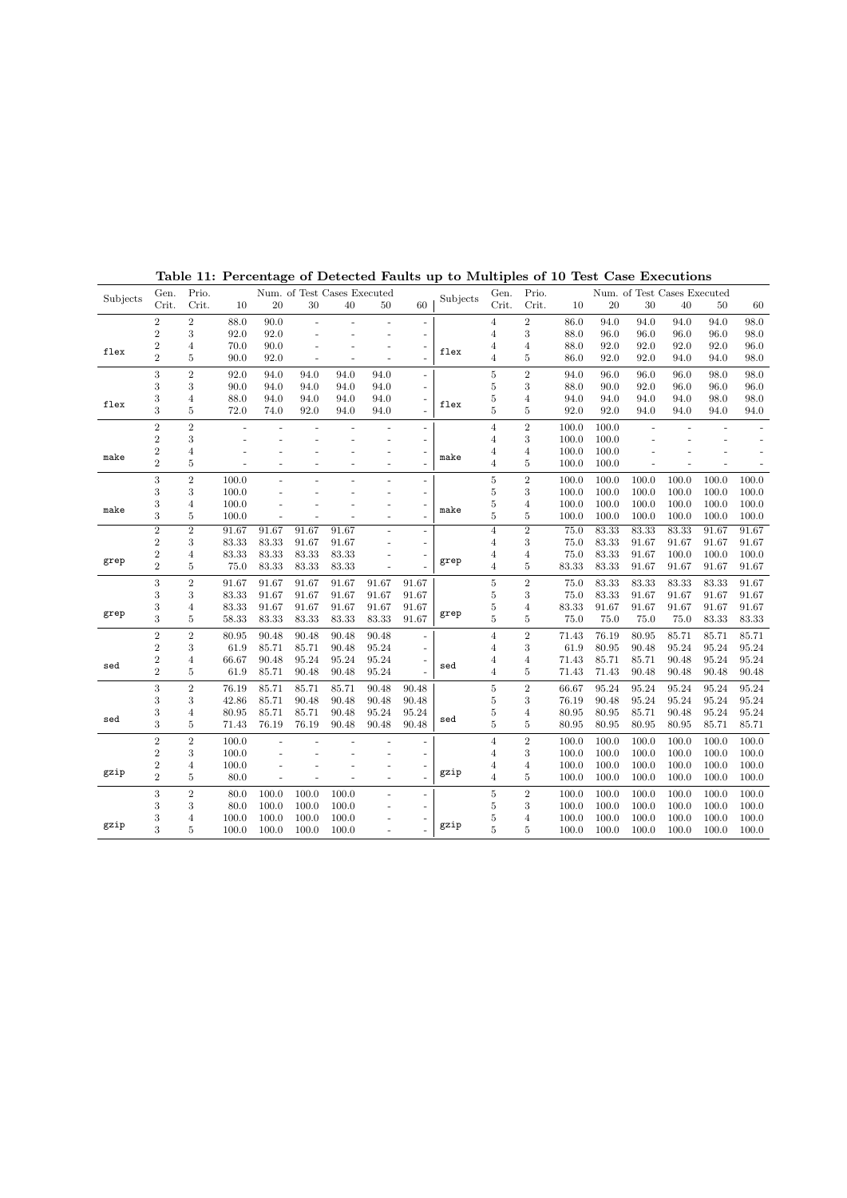**Table 11: Percentage of Detected Faults up to Multiples of 10 Test Case Executions**

| Subjects | Gen. Crit. | Prio. Crit. | Num. of Test Cases Executed 10 | 20 | 30 | 40 | 50 | 60 | Subjects | Gen. Crit. | Prio. Crit. | Num. of Test Cases Executed 10 | 20 | 30 | 40 | 50 | 60 |
|---|---|---|---|---|---|---|---|---|---|---|---|---|---|---|---|---|---|
| flex | 2 | 2 | 88.0 | 90.0 | - | - | - | - | flex | 4 | 2 | 86.0 | 94.0 | 94.0 | 94.0 | 94.0 | 98.0 |
| | 2 | 3 | 92.0 | 92.0 | - | - | - | - | | 4 | 3 | 88.0 | 96.0 | 96.0 | 96.0 | 96.0 | 98.0 |
| | 2 | 4 | 70.0 | 90.0 | - | - | - | - | | 4 | 4 | 88.0 | 92.0 | 92.0 | 92.0 | 92.0 | 96.0 |
| | 2 | 5 | 90.0 | 92.0 | - | - | - | - | | 4 | 5 | 86.0 | 92.0 | 92.0 | 94.0 | 94.0 | 98.0 |
| flex | 3 | 2 | 92.0 | 94.0 | 94.0 | 94.0 | 94.0 | - | flex | 5 | 2 | 94.0 | 96.0 | 96.0 | 96.0 | 98.0 | 98.0 |
| | 3 | 3 | 90.0 | 94.0 | 94.0 | 94.0 | 94.0 | - | | 5 | 3 | 88.0 | 90.0 | 92.0 | 96.0 | 96.0 | 96.0 |
| | 3 | 4 | 88.0 | 94.0 | 94.0 | 94.0 | 94.0 | - | | 5 | 4 | 94.0 | 94.0 | 94.0 | 94.0 | 98.0 | 98.0 |
| | 3 | 5 | 72.0 | 74.0 | 92.0 | 94.0 | 94.0 | - | | 5 | 5 | 92.0 | 92.0 | 94.0 | 94.0 | 94.0 | 94.0 |
| make | 2 | 2 | - | - | - | - | - | - | make | 4 | 2 | 100.0 | 100.0 | - | - | - | - |
| | 2 | 3 | - | - | - | - | - | - | | 4 | 3 | 100.0 | 100.0 | - | - | - | - |
| | 2 | 4 | - | - | - | - | - | - | | 4 | 4 | 100.0 | 100.0 | - | - | - | - |
| | 2 | 5 | - | - | - | - | - | - | | 4 | 5 | 100.0 | 100.0 | - | - | - | - |
| make | 3 | 2 | 100.0 | - | - | - | - | - | make | 5 | 2 | 100.0 | 100.0 | 100.0 | 100.0 | 100.0 | 100.0 |
| | 3 | 3 | 100.0 | - | - | - | - | - | | 5 | 3 | 100.0 | 100.0 | 100.0 | 100.0 | 100.0 | 100.0 |
| | 3 | 4 | 100.0 | - | - | - | - | - | | 5 | 4 | 100.0 | 100.0 | 100.0 | 100.0 | 100.0 | 100.0 |
| | 3 | 5 | 100.0 | - | - | - | - | - | | 5 | 5 | 100.0 | 100.0 | 100.0 | 100.0 | 100.0 | 100.0 |
| grep | 2 | 2 | 91.67 | 91.67 | 91.67 | 91.67 | - | - | grep | 4 | 2 | 75.0 | 83.33 | 83.33 | 83.33 | 91.67 | 91.67 |
| | 2 | 3 | 83.33 | 83.33 | 91.67 | 91.67 | - | - | | 4 | 3 | 75.0 | 83.33 | 91.67 | 91.67 | 91.67 | 91.67 |
| | 2 | 4 | 83.33 | 83.33 | 83.33 | 83.33 | - | - | | 4 | 4 | 75.0 | 83.33 | 91.67 | 100.0 | 100.0 | 100.0 |
| | 2 | 5 | 75.0 | 83.33 | 83.33 | 83.33 | - | - | | 4 | 5 | 83.33 | 83.33 | 91.67 | 91.67 | 91.67 | 91.67 |
| grep | 3 | 2 | 91.67 | 91.67 | 91.67 | 91.67 | 91.67 | 91.67 | grep | 5 | 2 | 75.0 | 83.33 | 83.33 | 83.33 | 83.33 | 91.67 |
| | 3 | 3 | 83.33 | 91.67 | 91.67 | 91.67 | 91.67 | 91.67 | | 5 | 3 | 75.0 | 83.33 | 91.67 | 91.67 | 91.67 | 91.67 |
| | 3 | 4 | 83.33 | 91.67 | 91.67 | 91.67 | 91.67 | 91.67 | | 5 | 4 | 83.33 | 91.67 | 91.67 | 91.67 | 91.67 | 91.67 |
| | 3 | 5 | 58.33 | 83.33 | 83.33 | 83.33 | 83.33 | 91.67 | | 5 | 5 | 75.0 | 75.0 | 75.0 | 75.0 | 83.33 | 83.33 |
| sed | 2 | 2 | 80.95 | 90.48 | 90.48 | 90.48 | 90.48 | - | sed | 4 | 2 | 71.43 | 76.19 | 80.95 | 85.71 | 85.71 | 85.71 |
| | 2 | 3 | 61.9 | 85.71 | 85.71 | 90.48 | 95.24 | - | | 4 | 3 | 61.9 | 80.95 | 90.48 | 95.24 | 95.24 | 95.24 |
| | 2 | 4 | 66.67 | 90.48 | 95.24 | 95.24 | 95.24 | - | | 4 | 4 | 71.43 | 85.71 | 85.71 | 90.48 | 95.24 | 95.24 |
| | 2 | 5 | 61.9 | 85.71 | 90.48 | 90.48 | 95.24 | - | | 4 | 5 | 71.43 | 71.43 | 90.48 | 90.48 | 90.48 | 90.48 |
| sed | 3 | 2 | 76.19 | 85.71 | 85.71 | 85.71 | 90.48 | 90.48 | sed | 5 | 2 | 66.67 | 95.24 | 95.24 | 95.24 | 95.24 | 95.24 |
| | 3 | 3 | 42.86 | 85.71 | 90.48 | 90.48 | 90.48 | 90.48 | | 5 | 3 | 76.19 | 90.48 | 95.24 | 95.24 | 95.24 | 95.24 |
| | 3 | 4 | 80.95 | 85.71 | 85.71 | 90.48 | 95.24 | 95.24 | | 5 | 4 | 80.95 | 80.95 | 85.71 | 90.48 | 95.24 | 95.24 |
| | 3 | 5 | 71.43 | 76.19 | 76.19 | 90.48 | 90.48 | 90.48 | | 5 | 5 | 80.95 | 80.95 | 80.95 | 80.95 | 85.71 | 85.71 |
| gzip | 2 | 2 | 100.0 | - | - | - | - | - | gzip | 4 | 2 | 100.0 | 100.0 | 100.0 | 100.0 | 100.0 | 100.0 |
| | 2 | 3 | 100.0 | - | - | - | - | - | | 4 | 3 | 100.0 | 100.0 | 100.0 | 100.0 | 100.0 | 100.0 |
| | 2 | 4 | 100.0 | - | - | - | - | - | | 4 | 4 | 100.0 | 100.0 | 100.0 | 100.0 | 100.0 | 100.0 |
| | 2 | 5 | 80.0 | - | - | - | - | - | | 4 | 5 | 100.0 | 100.0 | 100.0 | 100.0 | 100.0 | 100.0 |
| gzip | 3 | 2 | 80.0 | 100.0 | 100.0 | 100.0 | - | - | gzip | 5 | 2 | 100.0 | 100.0 | 100.0 | 100.0 | 100.0 | 100.0 |
| | 3 | 3 | 80.0 | 100.0 | 100.0 | 100.0 | - | - | | 5 | 3 | 100.0 | 100.0 | 100.0 | 100.0 | 100.0 | 100.0 |
| | 3 | 4 | 100.0 | 100.0 | 100.0 | 100.0 | - | - | | 5 | 4 | 100.0 | 100.0 | 100.0 | 100.0 | 100.0 | 100.0 |
| | 3 | 5 | 100.0 | 100.0 | 100.0 | 100.0 | - | - | | 5 | 5 | 100.0 | 100.0 | 100.0 | 100.0 | 100.0 | 100.0 |